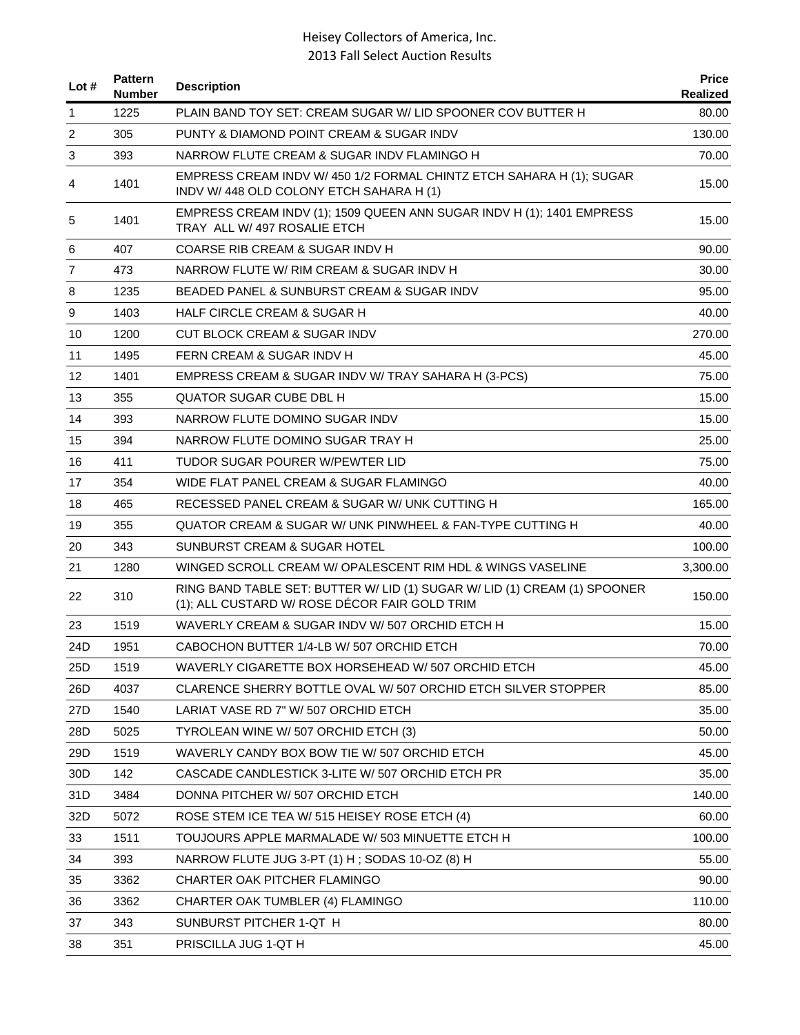# Heisey Collectors of America, Inc.
## 2013 Fall Select Auction Results

| Lot # | Pattern Number | Description | Price Realized |
|---|---|---|---|
| 1 | 1225 | PLAIN BAND TOY SET: CREAM SUGAR W/ LID SPOONER COV BUTTER H | 80.00 |
| 2 | 305 | PUNTY & DIAMOND POINT CREAM & SUGAR INDV | 130.00 |
| 3 | 393 | NARROW FLUTE CREAM & SUGAR INDV FLAMINGO H | 70.00 |
| 4 | 1401 | EMPRESS CREAM INDV W/ 450 1/2 FORMAL CHINTZ ETCH SAHARA H (1); SUGAR INDV W/ 448 OLD COLONY ETCH SAHARA H (1) | 15.00 |
| 5 | 1401 | EMPRESS CREAM INDV (1); 1509 QUEEN ANN SUGAR INDV H (1); 1401 EMPRESS TRAY ALL W/ 497 ROSALIE ETCH | 15.00 |
| 6 | 407 | COARSE RIB CREAM & SUGAR INDV H | 90.00 |
| 7 | 473 | NARROW FLUTE W/ RIM CREAM & SUGAR INDV H | 30.00 |
| 8 | 1235 | BEADED PANEL & SUNBURST CREAM & SUGAR INDV | 95.00 |
| 9 | 1403 | HALF CIRCLE CREAM & SUGAR H | 40.00 |
| 10 | 1200 | CUT BLOCK CREAM & SUGAR INDV | 270.00 |
| 11 | 1495 | FERN CREAM & SUGAR INDV H | 45.00 |
| 12 | 1401 | EMPRESS CREAM & SUGAR INDV W/ TRAY SAHARA H (3-PCS) | 75.00 |
| 13 | 355 | QUATOR SUGAR CUBE DBL H | 15.00 |
| 14 | 393 | NARROW FLUTE DOMINO SUGAR INDV | 15.00 |
| 15 | 394 | NARROW FLUTE DOMINO SUGAR TRAY H | 25.00 |
| 16 | 411 | TUDOR SUGAR POURER W/PEWTER LID | 75.00 |
| 17 | 354 | WIDE FLAT PANEL CREAM & SUGAR FLAMINGO | 40.00 |
| 18 | 465 | RECESSED PANEL CREAM & SUGAR W/ UNK CUTTING H | 165.00 |
| 19 | 355 | QUATOR CREAM & SUGAR W/ UNK PINWHEEL & FAN-TYPE CUTTING H | 40.00 |
| 20 | 343 | SUNBURST CREAM & SUGAR HOTEL | 100.00 |
| 21 | 1280 | WINGED SCROLL CREAM W/ OPALESCENT RIM HDL & WINGS VASELINE | 3,300.00 |
| 22 | 310 | RING BAND TABLE SET: BUTTER W/ LID (1) SUGAR W/ LID (1) CREAM (1) SPOONER (1); ALL CUSTARD W/ ROSE DÉCOR FAIR GOLD TRIM | 150.00 |
| 23 | 1519 | WAVERLY CREAM & SUGAR INDV W/ 507 ORCHID ETCH H | 15.00 |
| 24D | 1951 | CABOCHON BUTTER 1/4-LB W/ 507 ORCHID ETCH | 70.00 |
| 25D | 1519 | WAVERLY CIGARETTE BOX HORSEHEAD W/ 507 ORCHID ETCH | 45.00 |
| 26D | 4037 | CLARENCE SHERRY BOTTLE OVAL W/ 507 ORCHID ETCH SILVER STOPPER | 85.00 |
| 27D | 1540 | LARIAT VASE RD 7" W/ 507 ORCHID ETCH | 35.00 |
| 28D | 5025 | TYROLEAN WINE W/ 507 ORCHID ETCH (3) | 50.00 |
| 29D | 1519 | WAVERLY CANDY BOX BOW TIE W/ 507 ORCHID ETCH | 45.00 |
| 30D | 142 | CASCADE CANDLESTICK 3-LITE W/ 507 ORCHID ETCH PR | 35.00 |
| 31D | 3484 | DONNA PITCHER W/ 507 ORCHID ETCH | 140.00 |
| 32D | 5072 | ROSE STEM ICE TEA W/ 515 HEISEY ROSE ETCH (4) | 60.00 |
| 33 | 1511 | TOUJOURS APPLE MARMALADE W/ 503 MINUETTE ETCH H | 100.00 |
| 34 | 393 | NARROW FLUTE JUG 3-PT (1) H ; SODAS 10-OZ (8) H | 55.00 |
| 35 | 3362 | CHARTER OAK PITCHER FLAMINGO | 90.00 |
| 36 | 3362 | CHARTER OAK TUMBLER (4) FLAMINGO | 110.00 |
| 37 | 343 | SUNBURST PITCHER 1-QT H | 80.00 |
| 38 | 351 | PRISCILLA JUG 1-QT H | 45.00 |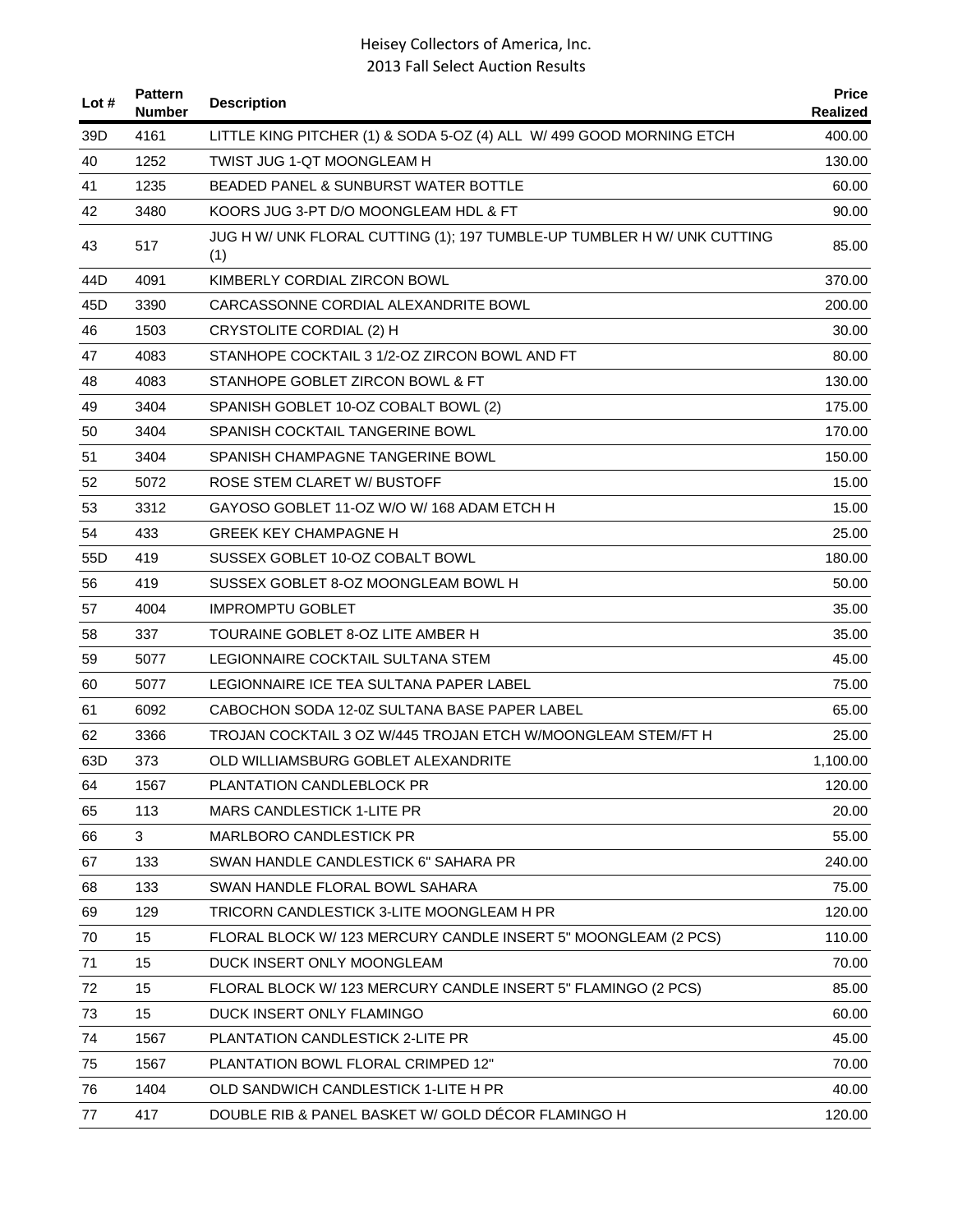| Lot # | Pattern Number | Description | Price Realized |
|---|---|---|---|
| 39D | 4161 | LITTLE KING PITCHER (1) & SODA 5-OZ (4) ALL W/ 499 GOOD MORNING ETCH | 400.00 |
| 40 | 1252 | TWIST JUG 1-QT MOONGLEAM H | 130.00 |
| 41 | 1235 | BEADED PANEL & SUNBURST WATER BOTTLE | 60.00 |
| 42 | 3480 | KOORS JUG 3-PT D/O MOONGLEAM HDL & FT | 90.00 |
| 43 | 517 | JUG H W/ UNK FLORAL CUTTING (1); 197 TUMBLE-UP TUMBLER H W/ UNK CUTTING (1) | 85.00 |
| 44D | 4091 | KIMBERLY CORDIAL ZIRCON BOWL | 370.00 |
| 45D | 3390 | CARCASSONNE CORDIAL ALEXANDRITE BOWL | 200.00 |
| 46 | 1503 | CRYSTOLITE CORDIAL (2) H | 30.00 |
| 47 | 4083 | STANHOPE COCKTAIL 3 1/2-OZ ZIRCON BOWL AND FT | 80.00 |
| 48 | 4083 | STANHOPE GOBLET ZIRCON BOWL & FT | 130.00 |
| 49 | 3404 | SPANISH GOBLET 10-OZ COBALT BOWL (2) | 175.00 |
| 50 | 3404 | SPANISH COCKTAIL TANGERINE BOWL | 170.00 |
| 51 | 3404 | SPANISH CHAMPAGNE TANGERINE BOWL | 150.00 |
| 52 | 5072 | ROSE STEM CLARET W/ BUSTOFF | 15.00 |
| 53 | 3312 | GAYOSO GOBLET 11-OZ W/O W/ 168 ADAM ETCH H | 15.00 |
| 54 | 433 | GREEK KEY CHAMPAGNE H | 25.00 |
| 55D | 419 | SUSSEX GOBLET 10-OZ COBALT BOWL | 180.00 |
| 56 | 419 | SUSSEX GOBLET 8-OZ MOONGLEAM BOWL H | 50.00 |
| 57 | 4004 | IMPROMPTU GOBLET | 35.00 |
| 58 | 337 | TOURAINE GOBLET 8-OZ LITE AMBER H | 35.00 |
| 59 | 5077 | LEGIONNAIRE COCKTAIL SULTANA STEM | 45.00 |
| 60 | 5077 | LEGIONNAIRE ICE TEA SULTANA PAPER LABEL | 75.00 |
| 61 | 6092 | CABOCHON SODA 12-0Z SULTANA BASE PAPER LABEL | 65.00 |
| 62 | 3366 | TROJAN COCKTAIL 3 OZ W/445 TROJAN ETCH W/MOONGLEAM STEM/FT H | 25.00 |
| 63D | 373 | OLD WILLIAMSBURG GOBLET ALEXANDRITE | 1,100.00 |
| 64 | 1567 | PLANTATION CANDLEBLOCK PR | 120.00 |
| 65 | 113 | MARS CANDLESTICK 1-LITE PR | 20.00 |
| 66 | 3 | MARLBORO CANDLESTICK PR | 55.00 |
| 67 | 133 | SWAN HANDLE CANDLESTICK 6" SAHARA PR | 240.00 |
| 68 | 133 | SWAN HANDLE FLORAL BOWL SAHARA | 75.00 |
| 69 | 129 | TRICORN CANDLESTICK 3-LITE MOONGLEAM H PR | 120.00 |
| 70 | 15 | FLORAL BLOCK W/ 123 MERCURY CANDLE INSERT 5" MOONGLEAM (2 PCS) | 110.00 |
| 71 | 15 | DUCK INSERT ONLY MOONGLEAM | 70.00 |
| 72 | 15 | FLORAL BLOCK W/ 123 MERCURY CANDLE INSERT 5" FLAMINGO (2 PCS) | 85.00 |
| 73 | 15 | DUCK INSERT ONLY FLAMINGO | 60.00 |
| 74 | 1567 | PLANTATION CANDLESTICK 2-LITE PR | 45.00 |
| 75 | 1567 | PLANTATION BOWL FLORAL CRIMPED 12" | 70.00 |
| 76 | 1404 | OLD SANDWICH CANDLESTICK 1-LITE H PR | 40.00 |
| 77 | 417 | DOUBLE RIB & PANEL BASKET W/ GOLD DÉCOR FLAMINGO H | 120.00 |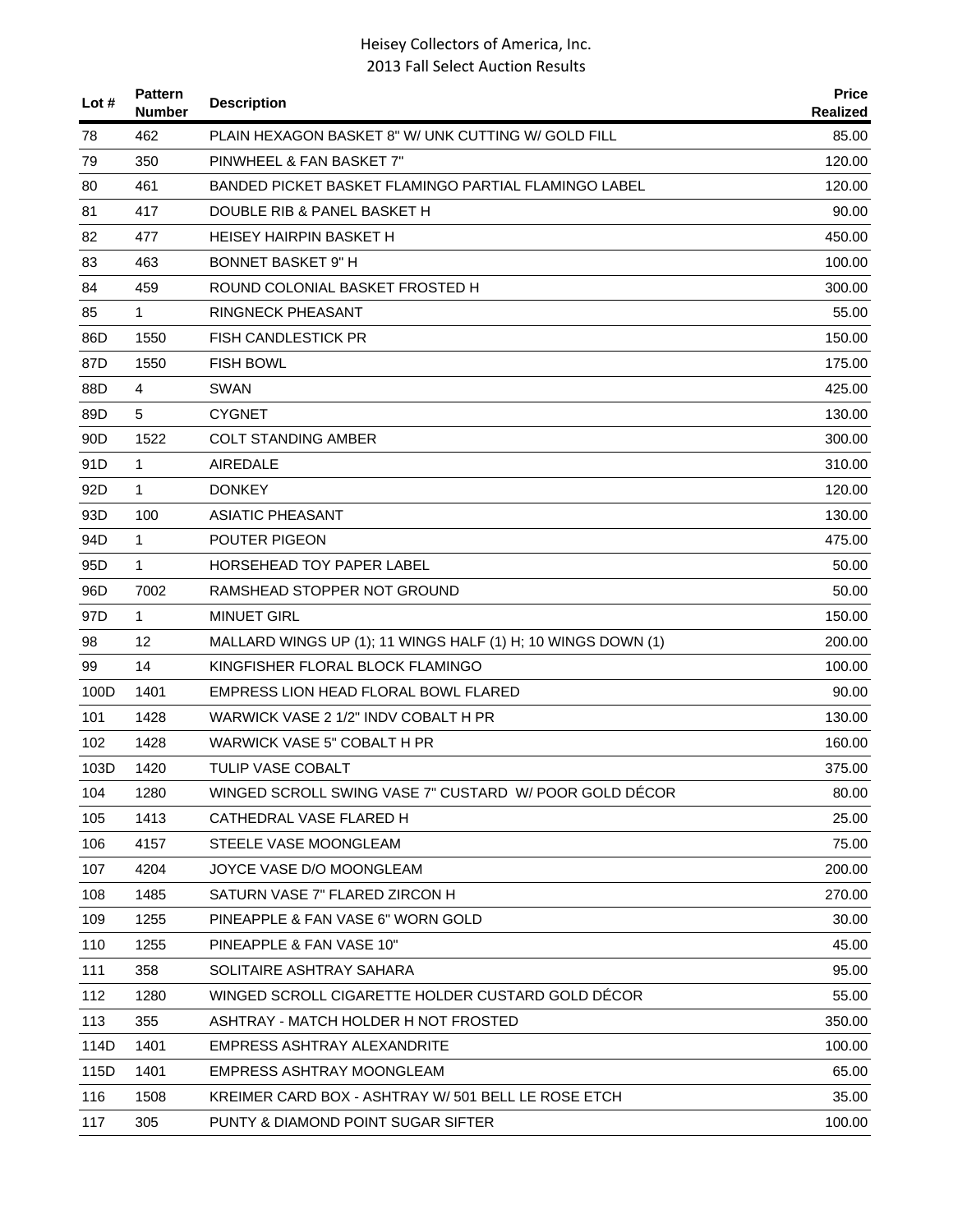Heisey Collectors of America, Inc.
2013 Fall Select Auction Results

| Lot # | Pattern Number | Description | Price Realized |
|---|---|---|---|
| 78 | 462 | PLAIN HEXAGON BASKET 8" W/ UNK CUTTING W/ GOLD FILL | 85.00 |
| 79 | 350 | PINWHEEL & FAN BASKET 7" | 120.00 |
| 80 | 461 | BANDED PICKET BASKET FLAMINGO PARTIAL FLAMINGO LABEL | 120.00 |
| 81 | 417 | DOUBLE RIB & PANEL BASKET H | 90.00 |
| 82 | 477 | HEISEY HAIRPIN BASKET H | 450.00 |
| 83 | 463 | BONNET BASKET 9" H | 100.00 |
| 84 | 459 | ROUND COLONIAL BASKET FROSTED H | 300.00 |
| 85 | 1 | RINGNECK PHEASANT | 55.00 |
| 86D | 1550 | FISH CANDLESTICK PR | 150.00 |
| 87D | 1550 | FISH BOWL | 175.00 |
| 88D | 4 | SWAN | 425.00 |
| 89D | 5 | CYGNET | 130.00 |
| 90D | 1522 | COLT STANDING AMBER | 300.00 |
| 91D | 1 | AIREDALE | 310.00 |
| 92D | 1 | DONKEY | 120.00 |
| 93D | 100 | ASIATIC PHEASANT | 130.00 |
| 94D | 1 | POUTER PIGEON | 475.00 |
| 95D | 1 | HORSEHEAD TOY PAPER LABEL | 50.00 |
| 96D | 7002 | RAMSHEAD STOPPER NOT GROUND | 50.00 |
| 97D | 1 | MINUET GIRL | 150.00 |
| 98 | 12 | MALLARD WINGS UP (1); 11 WINGS HALF (1) H; 10 WINGS DOWN (1) | 200.00 |
| 99 | 14 | KINGFISHER FLORAL BLOCK FLAMINGO | 100.00 |
| 100D | 1401 | EMPRESS LION HEAD FLORAL BOWL FLARED | 90.00 |
| 101 | 1428 | WARWICK VASE 2 1/2" INDV COBALT H PR | 130.00 |
| 102 | 1428 | WARWICK VASE 5" COBALT H PR | 160.00 |
| 103D | 1420 | TULIP VASE COBALT | 375.00 |
| 104 | 1280 | WINGED SCROLL SWING VASE 7" CUSTARD W/ POOR GOLD DÉCOR | 80.00 |
| 105 | 1413 | CATHEDRAL VASE FLARED H | 25.00 |
| 106 | 4157 | STEELE VASE MOONGLEAM | 75.00 |
| 107 | 4204 | JOYCE VASE D/O MOONGLEAM | 200.00 |
| 108 | 1485 | SATURN VASE 7" FLARED ZIRCON H | 270.00 |
| 109 | 1255 | PINEAPPLE & FAN VASE 6" WORN GOLD | 30.00 |
| 110 | 1255 | PINEAPPLE & FAN VASE 10" | 45.00 |
| 111 | 358 | SOLITAIRE ASHTRAY SAHARA | 95.00 |
| 112 | 1280 | WINGED SCROLL CIGARETTE HOLDER CUSTARD GOLD DÉCOR | 55.00 |
| 113 | 355 | ASHTRAY - MATCH HOLDER H NOT FROSTED | 350.00 |
| 114D | 1401 | EMPRESS ASHTRAY ALEXANDRITE | 100.00 |
| 115D | 1401 | EMPRESS ASHTRAY MOONGLEAM | 65.00 |
| 116 | 1508 | KREIMER CARD BOX - ASHTRAY W/ 501 BELL LE ROSE ETCH | 35.00 |
| 117 | 305 | PUNTY & DIAMOND POINT SUGAR SIFTER | 100.00 |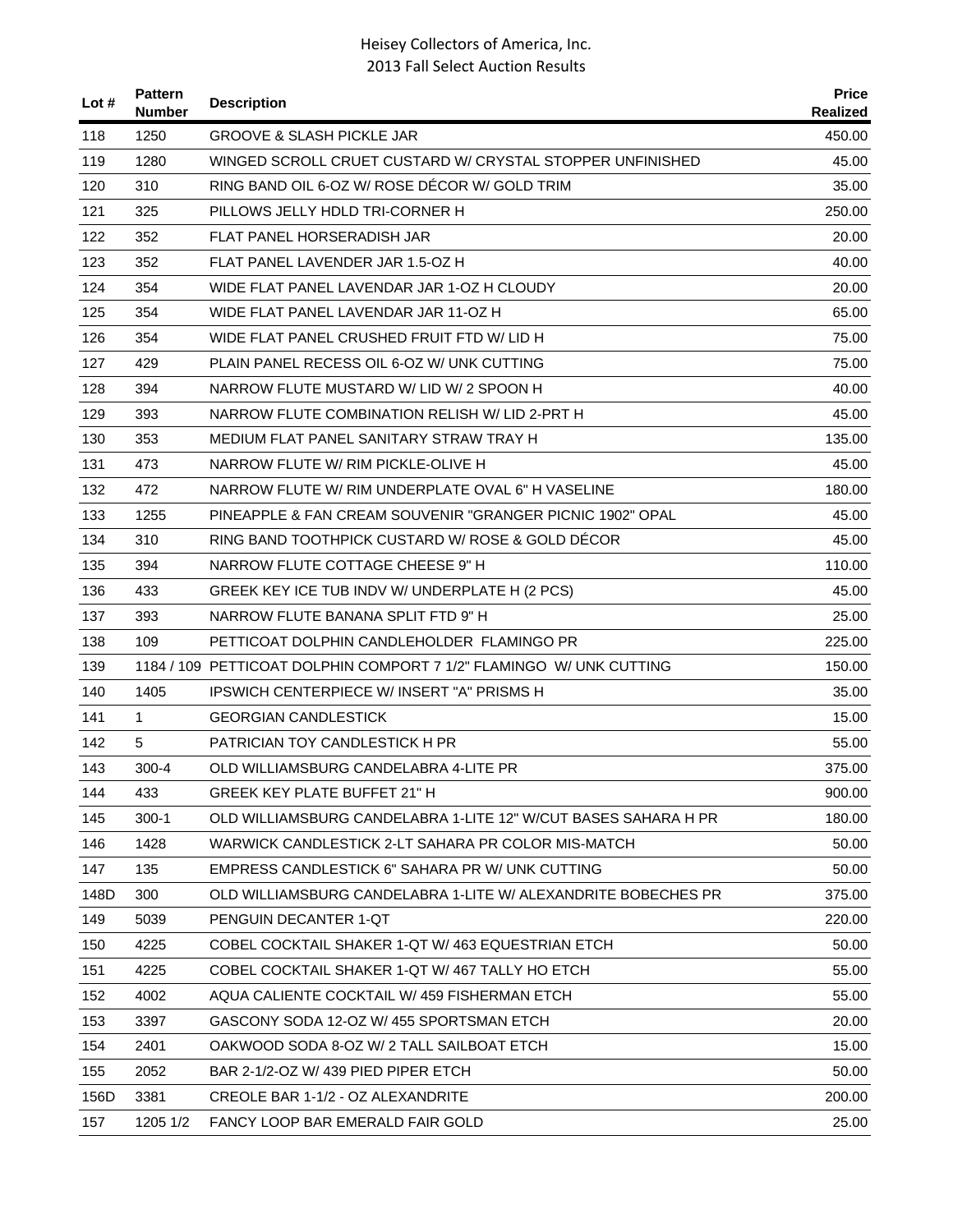Heisey Collectors of America, Inc.
2013 Fall Select Auction Results

| Lot # | Pattern Number | Description | Price Realized |
|---|---|---|---|
| 118 | 1250 | GROOVE & SLASH PICKLE JAR | 450.00 |
| 119 | 1280 | WINGED SCROLL CRUET CUSTARD W/ CRYSTAL STOPPER UNFINISHED | 45.00 |
| 120 | 310 | RING BAND OIL 6-OZ W/ ROSE DÉCOR W/ GOLD TRIM | 35.00 |
| 121 | 325 | PILLOWS JELLY HDLD TRI-CORNER H | 250.00 |
| 122 | 352 | FLAT PANEL HORSERADISH JAR | 20.00 |
| 123 | 352 | FLAT PANEL LAVENDER JAR 1.5-OZ H | 40.00 |
| 124 | 354 | WIDE FLAT PANEL LAVENDAR JAR 1-OZ H CLOUDY | 20.00 |
| 125 | 354 | WIDE FLAT PANEL LAVENDAR JAR 11-OZ H | 65.00 |
| 126 | 354 | WIDE FLAT PANEL CRUSHED FRUIT FTD W/ LID H | 75.00 |
| 127 | 429 | PLAIN PANEL RECESS OIL 6-OZ W/ UNK CUTTING | 75.00 |
| 128 | 394 | NARROW FLUTE MUSTARD W/ LID W/ 2 SPOON H | 40.00 |
| 129 | 393 | NARROW FLUTE COMBINATION RELISH W/ LID 2-PRT H | 45.00 |
| 130 | 353 | MEDIUM FLAT PANEL SANITARY STRAW TRAY H | 135.00 |
| 131 | 473 | NARROW FLUTE W/ RIM PICKLE-OLIVE H | 45.00 |
| 132 | 472 | NARROW FLUTE W/ RIM UNDERPLATE OVAL 6" H VASELINE | 180.00 |
| 133 | 1255 | PINEAPPLE & FAN CREAM SOUVENIR "GRANGER PICNIC 1902" OPAL | 45.00 |
| 134 | 310 | RING BAND TOOTHPICK CUSTARD W/ ROSE & GOLD DÉCOR | 45.00 |
| 135 | 394 | NARROW FLUTE COTTAGE CHEESE 9" H | 110.00 |
| 136 | 433 | GREEK KEY ICE TUB INDV W/ UNDERPLATE H (2 PCS) | 45.00 |
| 137 | 393 | NARROW FLUTE BANANA SPLIT FTD 9" H | 25.00 |
| 138 | 109 | PETTICOAT DOLPHIN CANDLEHOLDER FLAMINGO PR | 225.00 |
| 139 | 1184 / 109 | PETTICOAT DOLPHIN COMPORT 7 1/2" FLAMINGO W/ UNK CUTTING | 150.00 |
| 140 | 1405 | IPSWICH CENTERPIECE W/ INSERT "A" PRISMS H | 35.00 |
| 141 | 1 | GEORGIAN CANDLESTICK | 15.00 |
| 142 | 5 | PATRICIAN TOY CANDLESTICK H PR | 55.00 |
| 143 | 300-4 | OLD WILLIAMSBURG CANDELABRA 4-LITE PR | 375.00 |
| 144 | 433 | GREEK KEY PLATE BUFFET 21" H | 900.00 |
| 145 | 300-1 | OLD WILLIAMSBURG CANDELABRA 1-LITE 12" W/CUT BASES SAHARA H PR | 180.00 |
| 146 | 1428 | WARWICK CANDLESTICK 2-LT SAHARA PR COLOR MIS-MATCH | 50.00 |
| 147 | 135 | EMPRESS CANDLESTICK 6" SAHARA PR W/ UNK CUTTING | 50.00 |
| 148D | 300 | OLD WILLIAMSBURG CANDELABRA 1-LITE W/ ALEXANDRITE BOBECHES PR | 375.00 |
| 149 | 5039 | PENGUIN DECANTER 1-QT | 220.00 |
| 150 | 4225 | COBEL COCKTAIL SHAKER 1-QT W/ 463 EQUESTRIAN ETCH | 50.00 |
| 151 | 4225 | COBEL COCKTAIL SHAKER 1-QT W/ 467 TALLY HO ETCH | 55.00 |
| 152 | 4002 | AQUA CALIENTE COCKTAIL W/ 459 FISHERMAN ETCH | 55.00 |
| 153 | 3397 | GASCONY SODA 12-OZ W/ 455 SPORTSMAN ETCH | 20.00 |
| 154 | 2401 | OAKWOOD SODA 8-OZ W/ 2 TALL SAILBOAT ETCH | 15.00 |
| 155 | 2052 | BAR 2-1/2-OZ W/ 439 PIED PIPER ETCH | 50.00 |
| 156D | 3381 | CREOLE BAR 1-1/2 - OZ ALEXANDRITE | 200.00 |
| 157 | 1205 1/2 | FANCY LOOP BAR EMERALD FAIR GOLD | 25.00 |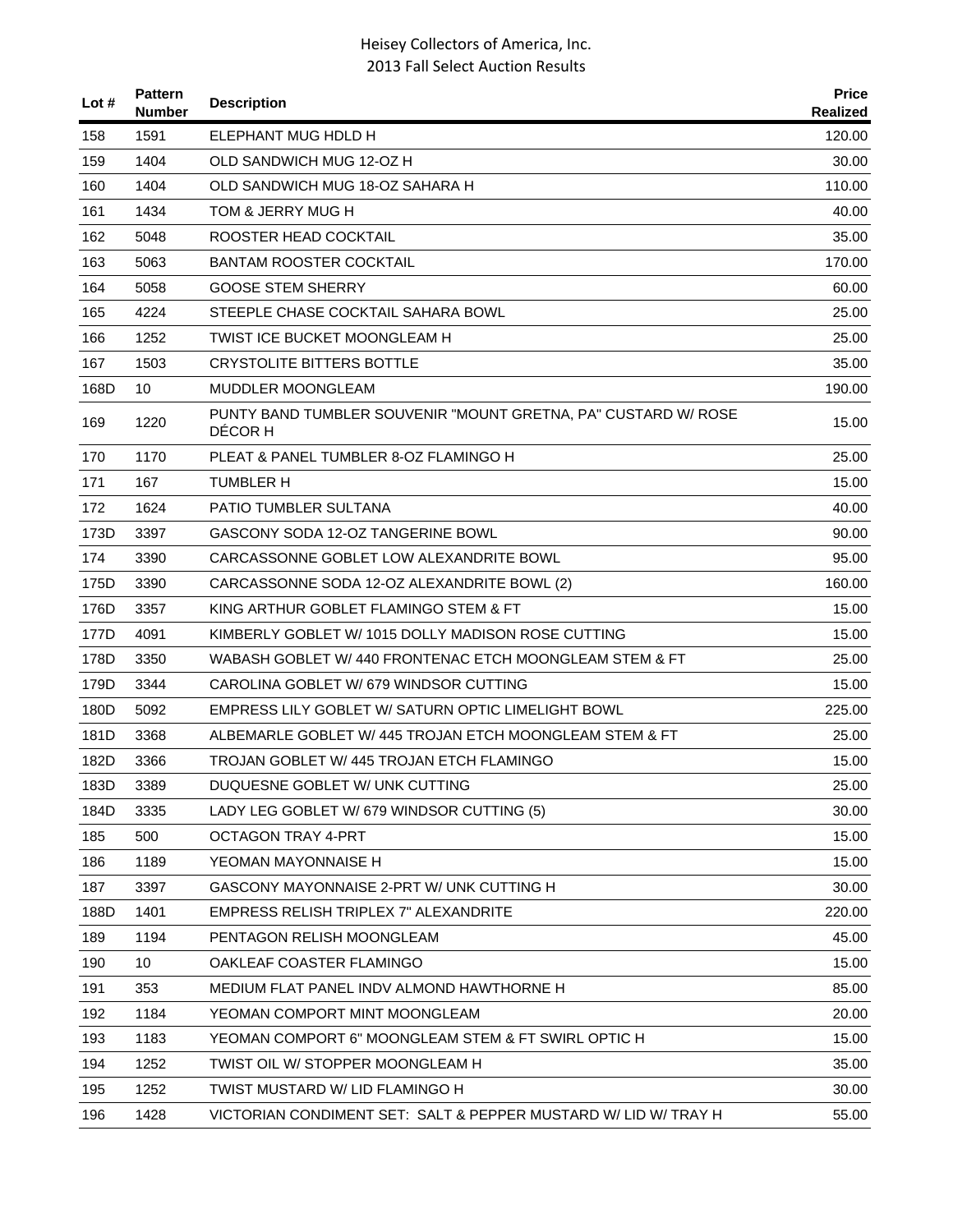| Lot # | Pattern Number | Description | Price Realized |
|---|---|---|---|
| 158 | 1591 | ELEPHANT MUG HDLD H | 120.00 |
| 159 | 1404 | OLD SANDWICH MUG 12-OZ H | 30.00 |
| 160 | 1404 | OLD SANDWICH MUG 18-OZ SAHARA H | 110.00 |
| 161 | 1434 | TOM & JERRY MUG H | 40.00 |
| 162 | 5048 | ROOSTER HEAD COCKTAIL | 35.00 |
| 163 | 5063 | BANTAM ROOSTER COCKTAIL | 170.00 |
| 164 | 5058 | GOOSE STEM SHERRY | 60.00 |
| 165 | 4224 | STEEPLE CHASE COCKTAIL SAHARA BOWL | 25.00 |
| 166 | 1252 | TWIST ICE BUCKET MOONGLEAM H | 25.00 |
| 167 | 1503 | CRYSTOLITE BITTERS BOTTLE | 35.00 |
| 168D | 10 | MUDDLER MOONGLEAM | 190.00 |
| 169 | 1220 | PUNTY BAND TUMBLER SOUVENIR "MOUNT GRETNA, PA" CUSTARD W/ ROSE DÉCOR H | 15.00 |
| 170 | 1170 | PLEAT & PANEL TUMBLER 8-OZ FLAMINGO H | 25.00 |
| 171 | 167 | TUMBLER H | 15.00 |
| 172 | 1624 | PATIO TUMBLER SULTANA | 40.00 |
| 173D | 3397 | GASCONY SODA 12-OZ TANGERINE BOWL | 90.00 |
| 174 | 3390 | CARCASSONNE GOBLET LOW ALEXANDRITE BOWL | 95.00 |
| 175D | 3390 | CARCASSONNE SODA 12-OZ ALEXANDRITE BOWL (2) | 160.00 |
| 176D | 3357 | KING ARTHUR GOBLET FLAMINGO STEM & FT | 15.00 |
| 177D | 4091 | KIMBERLY GOBLET W/ 1015 DOLLY MADISON ROSE CUTTING | 15.00 |
| 178D | 3350 | WABASH GOBLET W/ 440 FRONTENAC ETCH MOONGLEAM STEM & FT | 25.00 |
| 179D | 3344 | CAROLINA GOBLET W/ 679 WINDSOR CUTTING | 15.00 |
| 180D | 5092 | EMPRESS LILY GOBLET W/ SATURN OPTIC LIMELIGHT BOWL | 225.00 |
| 181D | 3368 | ALBEMARLE GOBLET W/ 445 TROJAN ETCH MOONGLEAM STEM & FT | 25.00 |
| 182D | 3366 | TROJAN GOBLET W/ 445 TROJAN ETCH FLAMINGO | 15.00 |
| 183D | 3389 | DUQUESNE GOBLET W/ UNK CUTTING | 25.00 |
| 184D | 3335 | LADY LEG GOBLET W/ 679 WINDSOR CUTTING (5) | 30.00 |
| 185 | 500 | OCTAGON TRAY 4-PRT | 15.00 |
| 186 | 1189 | YEOMAN MAYONNAISE H | 15.00 |
| 187 | 3397 | GASCONY MAYONNAISE 2-PRT W/ UNK CUTTING H | 30.00 |
| 188D | 1401 | EMPRESS RELISH TRIPLEX 7" ALEXANDRITE | 220.00 |
| 189 | 1194 | PENTAGON RELISH MOONGLEAM | 45.00 |
| 190 | 10 | OAKLEAF COASTER FLAMINGO | 15.00 |
| 191 | 353 | MEDIUM FLAT PANEL INDV ALMOND HAWTHORNE H | 85.00 |
| 192 | 1184 | YEOMAN COMPORT MINT MOONGLEAM | 20.00 |
| 193 | 1183 | YEOMAN COMPORT 6" MOONGLEAM STEM & FT SWIRL OPTIC H | 15.00 |
| 194 | 1252 | TWIST OIL W/ STOPPER MOONGLEAM H | 35.00 |
| 195 | 1252 | TWIST MUSTARD W/ LID FLAMINGO H | 30.00 |
| 196 | 1428 | VICTORIAN CONDIMENT SET: SALT & PEPPER MUSTARD W/ LID W/ TRAY H | 55.00 |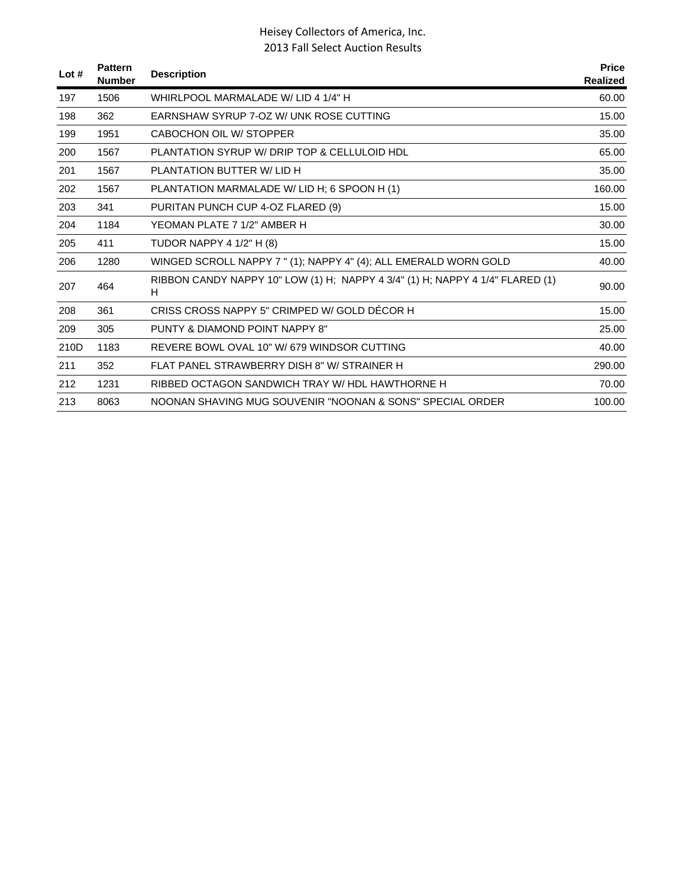| Lot # | Pattern Number | Description | Price Realized |
|---|---|---|---|
| 197 | 1506 | WHIRLPOOL MARMALADE W/ LID 4 1/4" H | 60.00 |
| 198 | 362 | EARNSHAW SYRUP 7-OZ W/ UNK ROSE CUTTING | 15.00 |
| 199 | 1951 | CABOCHON OIL W/ STOPPER | 35.00 |
| 200 | 1567 | PLANTATION SYRUP W/ DRIP TOP & CELLULOID HDL | 65.00 |
| 201 | 1567 | PLANTATION BUTTER W/ LID H | 35.00 |
| 202 | 1567 | PLANTATION MARMALADE W/ LID H; 6 SPOON H (1) | 160.00 |
| 203 | 341 | PURITAN PUNCH CUP 4-OZ FLARED (9) | 15.00 |
| 204 | 1184 | YEOMAN PLATE 7 1/2" AMBER H | 30.00 |
| 205 | 411 | TUDOR NAPPY 4 1/2" H (8) | 15.00 |
| 206 | 1280 | WINGED SCROLL NAPPY 7 " (1); NAPPY 4" (4); ALL EMERALD WORN GOLD | 40.00 |
| 207 | 464 | RIBBON CANDY NAPPY 10" LOW (1) H; NAPPY 4 3/4" (1) H; NAPPY 4 1/4" FLARED (1) H | 90.00 |
| 208 | 361 | CRISS CROSS NAPPY 5" CRIMPED W/ GOLD DÉCOR H | 15.00 |
| 209 | 305 | PUNTY & DIAMOND POINT NAPPY 8" | 25.00 |
| 210D | 1183 | REVERE BOWL OVAL 10" W/ 679 WINDSOR CUTTING | 40.00 |
| 211 | 352 | FLAT PANEL STRAWBERRY DISH 8" W/ STRAINER H | 290.00 |
| 212 | 1231 | RIBBED OCTAGON SANDWICH TRAY W/ HDL HAWTHORNE H | 70.00 |
| 213 | 8063 | NOONAN SHAVING MUG SOUVENIR "NOONAN & SONS" SPECIAL ORDER | 100.00 |